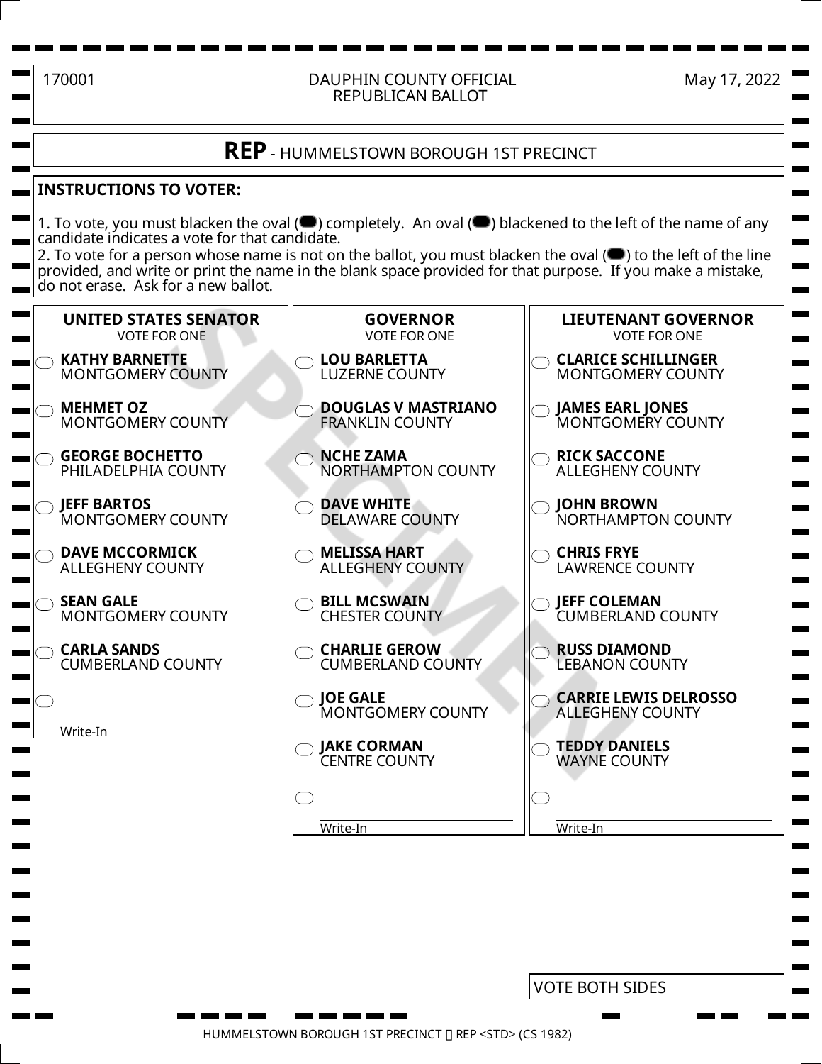170001

DAUPHIN COUNTY OFFICIAL
REPUBLICAN BALLOT

May 17, 2022

# **REP** - HUMMELSTOWN BOROUGH 1ST PRECINCT

**INSTRUCTIONS TO VOTER:**

1. To vote, you must blacken the oval (⬬) completely. An oval (⬬) blackened to the left of the name of any candidate indicates a vote for that candidate.
2. To vote for a person whose name is not on the ballot, you must blacken the oval (⬬) to the left of the line provided, and write or print the name in the blank space provided for that purpose. If you make a mistake, do not erase. Ask for a new ballot.

## UNITED STATES SENATOR
VOTE FOR ONE

- ⬭ **KATHY BARNETTE** MONTGOMERY COUNTY
- ⬭ **MEHMET OZ** MONTGOMERY COUNTY
- ⬭ **GEORGE BOCHETTO** PHILADELPHIA COUNTY
- ⬭ **JEFF BARTOS** MONTGOMERY COUNTY
- ⬭ **DAVE MCCORMICK** ALLEGHENY COUNTY
- ⬭ **SEAN GALE** MONTGOMERY COUNTY
- ⬭ **CARLA SANDS** CUMBERLAND COUNTY
- ⬭ ______________ Write-In

## GOVERNOR
VOTE FOR ONE

- ⬭ **LOU BARLETTA** LUZERNE COUNTY
- ⬭ **DOUGLAS V MASTRIANO** FRANKLIN COUNTY
- ⬭ **NCHE ZAMA** NORTHAMPTON COUNTY
- ⬭ **DAVE WHITE** DELAWARE COUNTY
- ⬭ **MELISSA HART** ALLEGHENY COUNTY
- ⬭ **BILL MCSWAIN** CHESTER COUNTY
- ⬭ **CHARLIE GEROW** CUMBERLAND COUNTY
- ⬭ **JOE GALE** MONTGOMERY COUNTY
- ⬭ **JAKE CORMAN** CENTRE COUNTY
- ⬭ ______________ Write-In

## LIEUTENANT GOVERNOR
VOTE FOR ONE

- ⬭ **CLARICE SCHILLINGER** MONTGOMERY COUNTY
- ⬭ **JAMES EARL JONES** MONTGOMERY COUNTY
- ⬭ **RICK SACCONE** ALLEGHENY COUNTY
- ⬭ **JOHN BROWN** NORTHAMPTON COUNTY
- ⬭ **CHRIS FRYE** LAWRENCE COUNTY
- ⬭ **JEFF COLEMAN** CUMBERLAND COUNTY
- ⬭ **RUSS DIAMOND** LEBANON COUNTY
- ⬭ **CARRIE LEWIS DELROSSO** ALLEGHENY COUNTY
- ⬭ **TEDDY DANIELS** WAYNE COUNTY
- ⬭ ______________ Write-In

VOTE BOTH SIDES

HUMMELSTOWN BOROUGH 1ST PRECINCT [] REP <STD> (CS 1982)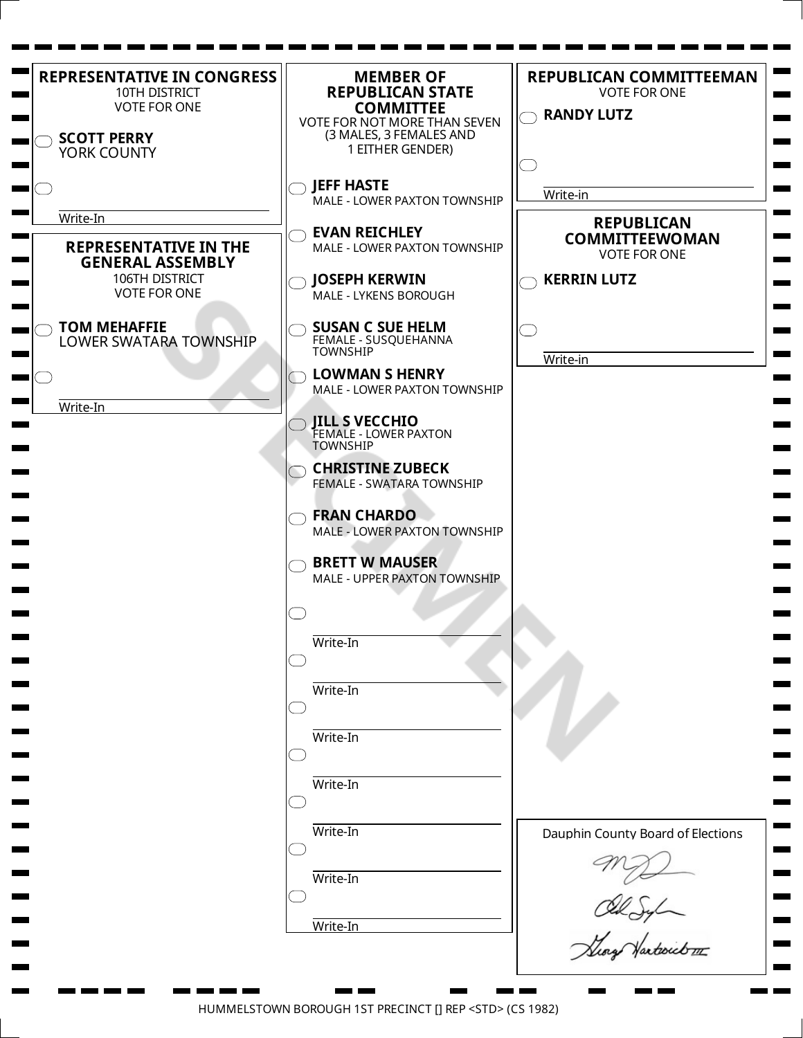## REPRESENTATIVE IN CONGRESS
10TH DISTRICT
VOTE FOR ONE

- SCOTT PERRY
  YORK COUNTY
- Write-In

## REPRESENTATIVE IN THE GENERAL ASSEMBLY
106TH DISTRICT
VOTE FOR ONE

- TOM MEHAFFIE
  LOWER SWATARA TOWNSHIP
- Write-In

## MEMBER OF REPUBLICAN STATE COMMITTEE
VOTE FOR NOT MORE THAN SEVEN
(3 MALES, 3 FEMALES AND 1 EITHER GENDER)

- JEFF HASTE
  MALE - LOWER PAXTON TOWNSHIP
- EVAN REICHLEY
  MALE - LOWER PAXTON TOWNSHIP
- JOSEPH KERWIN
  MALE - LYKENS BOROUGH
- SUSAN C SUE HELM
  FEMALE - SUSQUEHANNA TOWNSHIP
- LOWMAN S HENRY
  MALE - LOWER PAXTON TOWNSHIP
- JILL S VECCHIO
  FEMALE - LOWER PAXTON TOWNSHIP
- CHRISTINE ZUBECK
  FEMALE - SWATARA TOWNSHIP
- FRAN CHARDO
  MALE - LOWER PAXTON TOWNSHIP
- BRETT W MAUSER
  MALE - UPPER PAXTON TOWNSHIP
- Write-In
- Write-In
- Write-In
- Write-In
- Write-In
- Write-In
- Write-In

## REPUBLICAN COMMITTEEMAN
VOTE FOR ONE

- RANDY LUTZ
- Write-in

## REPUBLICAN COMMITTEEWOMAN
VOTE FOR ONE

- KERRIN LUTZ
- Write-in

Dauphin County Board of Elections

SPECIMEN

HUMMELSTOWN BOROUGH 1ST PRECINCT [] REP <STD> (CS 1982)